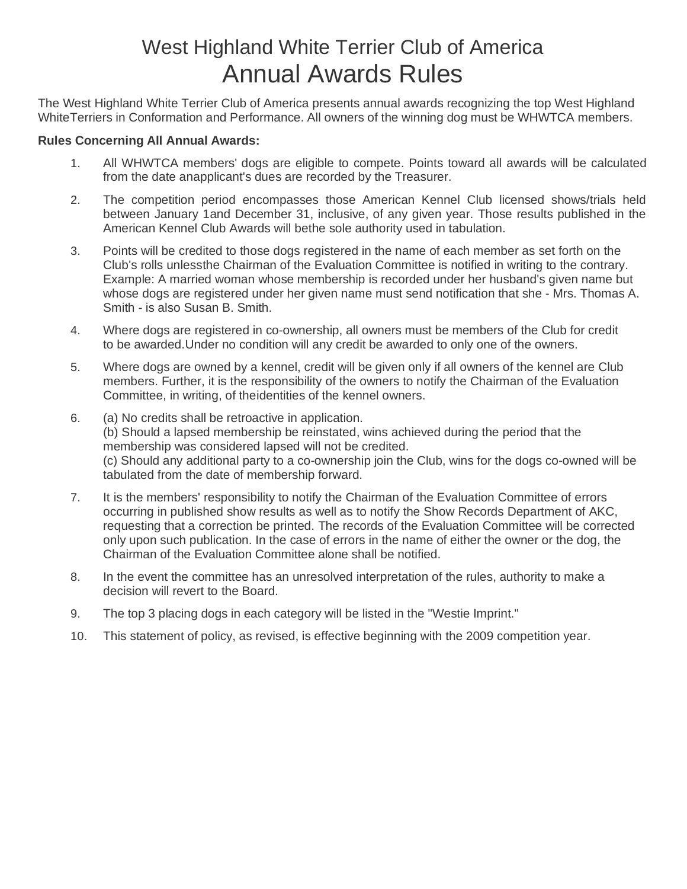# West Highland White Terrier Club of America
# Annual Awards Rules

The West Highland White Terrier Club of America presents annual awards recognizing the top West Highland WhiteTerriers in Conformation and Performance. All owners of the winning dog must be WHWTCA members.

**Rules Concerning All Annual Awards:**

1. All WHWTCA members' dogs are eligible to compete. Points toward all awards will be calculated from the date anapplicant's dues are recorded by the Treasurer.
2. The competition period encompasses those American Kennel Club licensed shows/trials held between January 1and December 31, inclusive, of any given year. Those results published in the American Kennel Club Awards will bethe sole authority used in tabulation.
3. Points will be credited to those dogs registered in the name of each member as set forth on the Club's rolls unlessthe Chairman of the Evaluation Committee is notified in writing to the contrary. Example: A married woman whose membership is recorded under her husband's given name but whose dogs are registered under her given name must send notification that she - Mrs. Thomas A. Smith - is also Susan B. Smith.
4. Where dogs are registered in co-ownership, all owners must be members of the Club for credit to be awarded.Under no condition will any credit be awarded to only one of the owners.
5. Where dogs are owned by a kennel, credit will be given only if all owners of the kennel are Club members. Further, it is the responsibility of the owners to notify the Chairman of the Evaluation Committee, in writing, of theidentities of the kennel owners.
6. (a) No credits shall be retroactive in application.
   (b) Should a lapsed membership be reinstated, wins achieved during the period that the membership was considered lapsed will not be credited.
   (c) Should any additional party to a co-ownership join the Club, wins for the dogs co-owned will be tabulated from the date of membership forward.
7. It is the members' responsibility to notify the Chairman of the Evaluation Committee of errors occurring in published show results as well as to notify the Show Records Department of AKC, requesting that a correction be printed. The records of the Evaluation Committee will be corrected only upon such publication. In the case of errors in the name of either the owner or the dog, the Chairman of the Evaluation Committee alone shall be notified.
8. In the event the committee has an unresolved interpretation of the rules, authority to make a decision will revert to the Board.
9. The top 3 placing dogs in each category will be listed in the "Westie Imprint."
10. This statement of policy, as revised, is effective beginning with the 2009 competition year.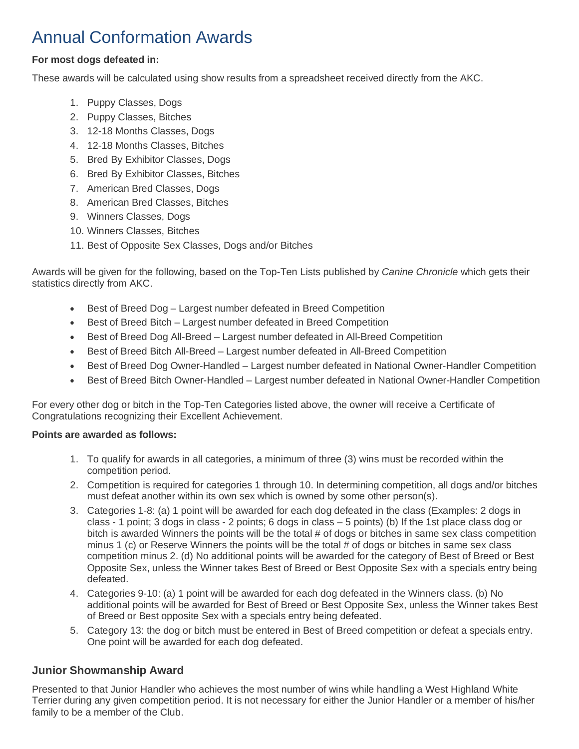# Annual Conformation Awards

**For most dogs defeated in:**

These awards will be calculated using show results from a spreadsheet received directly from the AKC.

1. Puppy Classes, Dogs
2. Puppy Classes, Bitches
3. 12-18 Months Classes, Dogs
4. 12-18 Months Classes, Bitches
5. Bred By Exhibitor Classes, Dogs
6. Bred By Exhibitor Classes, Bitches
7. American Bred Classes, Dogs
8. American Bred Classes, Bitches
9. Winners Classes, Dogs
10. Winners Classes, Bitches
11. Best of Opposite Sex Classes, Dogs and/or Bitches

Awards will be given for the following, based on the Top-Ten Lists published by *Canine Chronicle* which gets their statistics directly from AKC.

- Best of Breed Dog – Largest number defeated in Breed Competition
- Best of Breed Bitch – Largest number defeated in Breed Competition
- Best of Breed Dog All-Breed – Largest number defeated in All-Breed Competition
- Best of Breed Bitch All-Breed – Largest number defeated in All-Breed Competition
- Best of Breed Dog Owner-Handled – Largest number defeated in National Owner-Handler Competition
- Best of Breed Bitch Owner-Handled – Largest number defeated in National Owner-Handler Competition

For every other dog or bitch in the Top-Ten Categories listed above, the owner will receive a Certificate of Congratulations recognizing their Excellent Achievement.

**Points are awarded as follows:**

1. To qualify for awards in all categories, a minimum of three (3) wins must be recorded within the competition period.
2. Competition is required for categories 1 through 10. In determining competition, all dogs and/or bitches must defeat another within its own sex which is owned by some other person(s).
3. Categories 1-8: (a) 1 point will be awarded for each dog defeated in the class (Examples: 2 dogs in class - 1 point; 3 dogs in class - 2 points; 6 dogs in class – 5 points) (b) If the 1st place class dog or bitch is awarded Winners the points will be the total # of dogs or bitches in same sex class competition minus 1 (c) or Reserve Winners the points will be the total # of dogs or bitches in same sex class competition minus 2. (d) No additional points will be awarded for the category of Best of Breed or Best Opposite Sex, unless the Winner takes Best of Breed or Best Opposite Sex with a specials entry being defeated.
4. Categories 9-10: (a) 1 point will be awarded for each dog defeated in the Winners class. (b) No additional points will be awarded for Best of Breed or Best Opposite Sex, unless the Winner takes Best of Breed or Best opposite Sex with a specials entry being defeated.
5. Category 13: the dog or bitch must be entered in Best of Breed competition or defeat a specials entry. One point will be awarded for each dog defeated.

## Junior Showmanship Award

Presented to that Junior Handler who achieves the most number of wins while handling a West Highland White Terrier during any given competition period. It is not necessary for either the Junior Handler or a member of his/her family to be a member of the Club.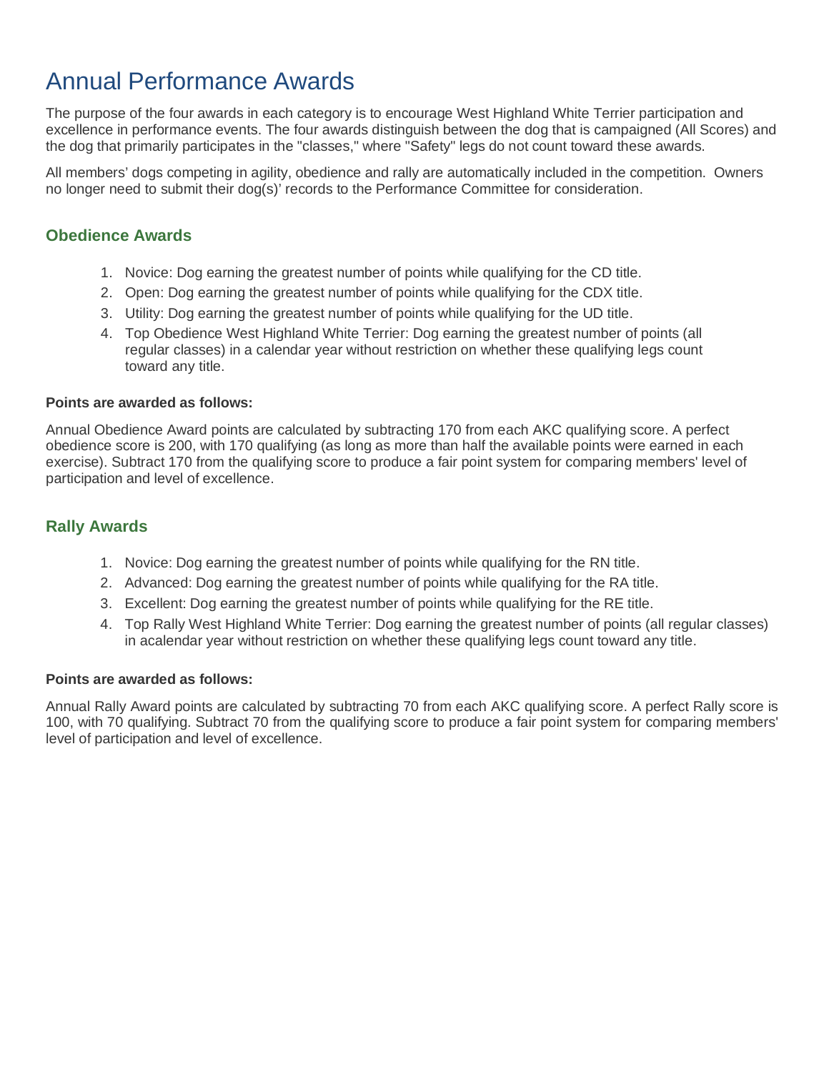# Annual Performance Awards

The purpose of the four awards in each category is to encourage West Highland White Terrier participation and excellence in performance events. The four awards distinguish between the dog that is campaigned (All Scores) and the dog that primarily participates in the "classes," where "Safety" legs do not count toward these awards.

All members' dogs competing in agility, obedience and rally are automatically included in the competition. Owners no longer need to submit their dog(s)' records to the Performance Committee for consideration.

## Obedience Awards

1. Novice: Dog earning the greatest number of points while qualifying for the CD title.
2. Open: Dog earning the greatest number of points while qualifying for the CDX title.
3. Utility: Dog earning the greatest number of points while qualifying for the UD title.
4. Top Obedience West Highland White Terrier: Dog earning the greatest number of points (all regular classes) in a calendar year without restriction on whether these qualifying legs count toward any title.

**Points are awarded as follows:**

Annual Obedience Award points are calculated by subtracting 170 from each AKC qualifying score. A perfect obedience score is 200, with 170 qualifying (as long as more than half the available points were earned in each exercise). Subtract 170 from the qualifying score to produce a fair point system for comparing members' level of participation and level of excellence.

## Rally Awards

1. Novice: Dog earning the greatest number of points while qualifying for the RN title.
2. Advanced: Dog earning the greatest number of points while qualifying for the RA title.
3. Excellent: Dog earning the greatest number of points while qualifying for the RE title.
4. Top Rally West Highland White Terrier: Dog earning the greatest number of points (all regular classes) in acalendar year without restriction on whether these qualifying legs count toward any title.

**Points are awarded as follows:**

Annual Rally Award points are calculated by subtracting 70 from each AKC qualifying score. A perfect Rally score is 100, with 70 qualifying. Subtract 70 from the qualifying score to produce a fair point system for comparing members' level of participation and level of excellence.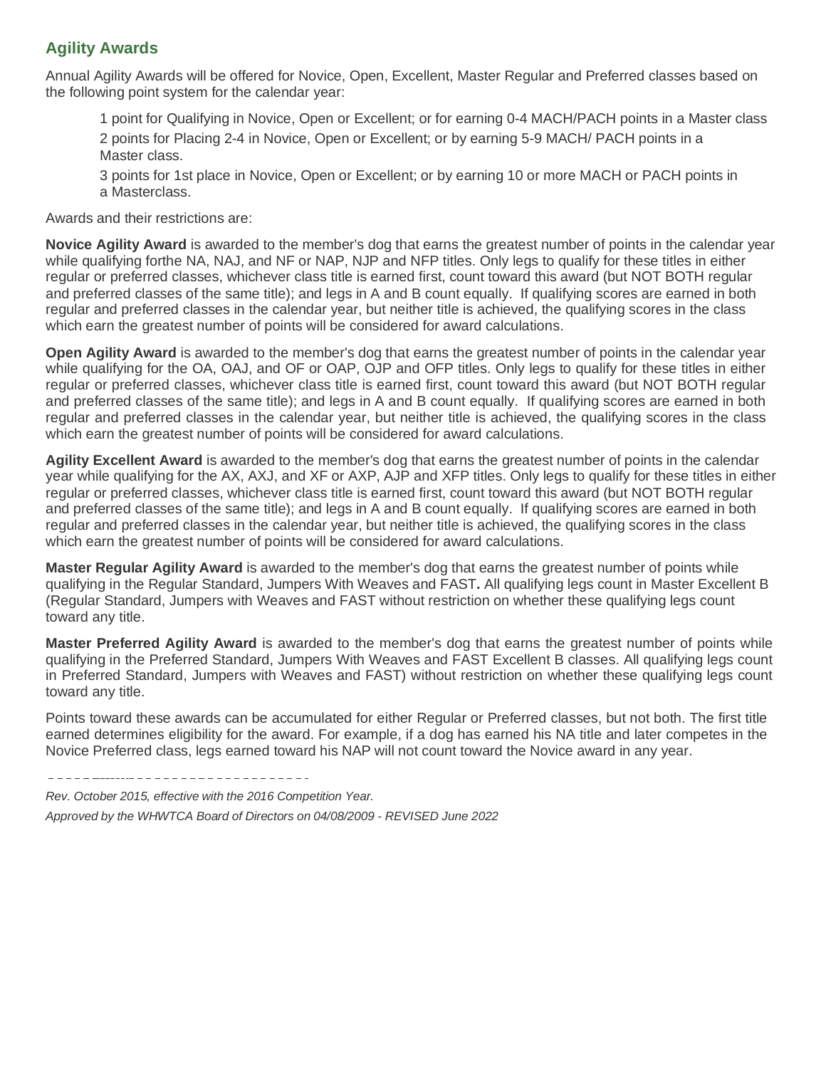## Agility Awards

Annual Agility Awards will be offered for Novice, Open, Excellent, Master Regular and Preferred classes based on the following point system for the calendar year:

1 point for Qualifying in Novice, Open or Excellent; or for earning 0-4 MACH/PACH points in a Master class

2 points for Placing 2-4 in Novice, Open or Excellent; or by earning 5-9 MACH/ PACH points in a Master class.

3 points for 1st place in Novice, Open or Excellent; or by earning 10 or more MACH or PACH points in a Masterclass.

Awards and their restrictions are:

**Novice Agility Award** is awarded to the member's dog that earns the greatest number of points in the calendar year while qualifying forthe NA, NAJ, and NF or NAP, NJP and NFP titles. Only legs to qualify for these titles in either regular or preferred classes, whichever class title is earned first, count toward this award (but NOT BOTH regular and preferred classes of the same title); and legs in A and B count equally. If qualifying scores are earned in both regular and preferred classes in the calendar year, but neither title is achieved, the qualifying scores in the class which earn the greatest number of points will be considered for award calculations.

**Open Agility Award** is awarded to the member's dog that earns the greatest number of points in the calendar year while qualifying for the OA, OAJ, and OF or OAP, OJP and OFP titles. Only legs to qualify for these titles in either regular or preferred classes, whichever class title is earned first, count toward this award (but NOT BOTH regular and preferred classes of the same title); and legs in A and B count equally. If qualifying scores are earned in both regular and preferred classes in the calendar year, but neither title is achieved, the qualifying scores in the class which earn the greatest number of points will be considered for award calculations.

**Agility Excellent Award** is awarded to the member's dog that earns the greatest number of points in the calendar year while qualifying for the AX, AXJ, and XF or AXP, AJP and XFP titles. Only legs to qualify for these titles in either regular or preferred classes, whichever class title is earned first, count toward this award (but NOT BOTH regular and preferred classes of the same title); and legs in A and B count equally. If qualifying scores are earned in both regular and preferred classes in the calendar year, but neither title is achieved, the qualifying scores in the class which earn the greatest number of points will be considered for award calculations.

**Master Regular Agility Award** is awarded to the member's dog that earns the greatest number of points while qualifying in the Regular Standard, Jumpers With Weaves and FAST**.** All qualifying legs count in Master Excellent B (Regular Standard, Jumpers with Weaves and FAST without restriction on whether these qualifying legs count toward any title.

**Master Preferred Agility Award** is awarded to the member's dog that earns the greatest number of points while qualifying in the Preferred Standard, Jumpers With Weaves and FAST Excellent B classes. All qualifying legs count in Preferred Standard, Jumpers with Weaves and FAST) without restriction on whether these qualifying legs count toward any title.

Points toward these awards can be accumulated for either Regular or Preferred classes, but not both. The first title earned determines eligibility for the award. For example, if a dog has earned his NA title and later competes in the Novice Preferred class, legs earned toward his NAP will not count toward the Novice award in any year.

---

*Rev. October 2015, effective with the 2016 Competition Year.*

*Approved by the WHWTCA Board of Directors on 04/08/2009 - REVISED June 2022*